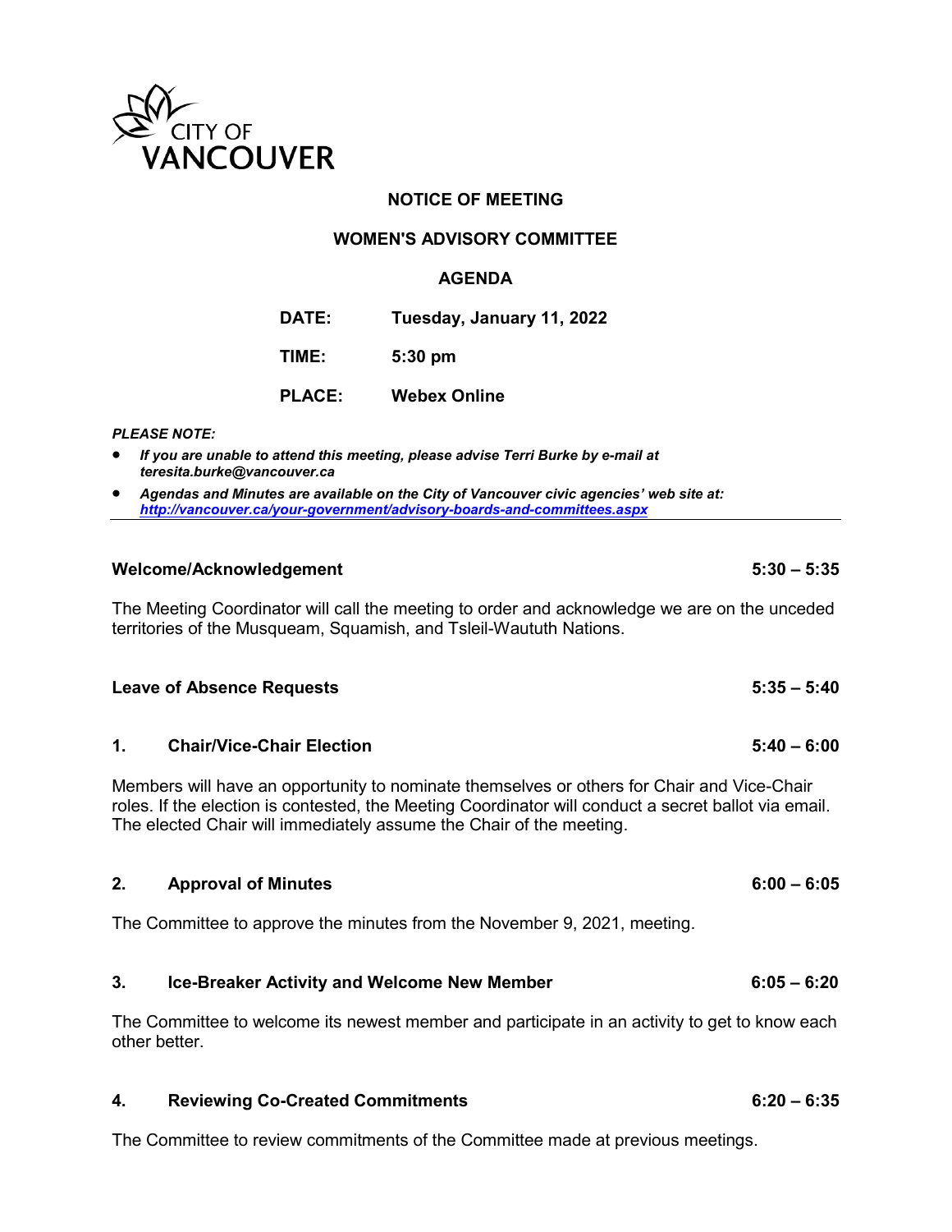CITY OF VANCOUVER

# NOTICE OF MEETING

## WOMEN'S ADVISORY COMMITTEE

## AGENDA

**DATE:** Tuesday, January 11, 2022

**TIME:** 5:30 pm

**PLACE:** Webex Online

***PLEASE NOTE:***

- ***If you are unable to attend this meeting, please advise Terri Burke by e-mail at teresita.burke@vancouver.ca***
- ***Agendas and Minutes are available on the City of Vancouver civic agencies' web site at: http://vancouver.ca/your-government/advisory-boards-and-committees.aspx***

---

**Welcome/Acknowledgement** — **5:30 – 5:35**

The Meeting Coordinator will call the meeting to order and acknowledge we are on the unceded territories of the Musqueam, Squamish, and Tsleil-Waututh Nations.

**Leave of Absence Requests** — **5:35 – 5:40**

**1. Chair/Vice-Chair Election** — **5:40 – 6:00**

Members will have an opportunity to nominate themselves or others for Chair and Vice-Chair roles. If the election is contested, the Meeting Coordinator will conduct a secret ballot via email. The elected Chair will immediately assume the Chair of the meeting.

**2. Approval of Minutes** — **6:00 – 6:05**

The Committee to approve the minutes from the November 9, 2021, meeting.

**3. Ice-Breaker Activity and Welcome New Member** — **6:05 – 6:20**

The Committee to welcome its newest member and participate in an activity to get to know each other better.

**4. Reviewing Co-Created Commitments** — **6:20 – 6:35**

The Committee to review commitments of the Committee made at previous meetings.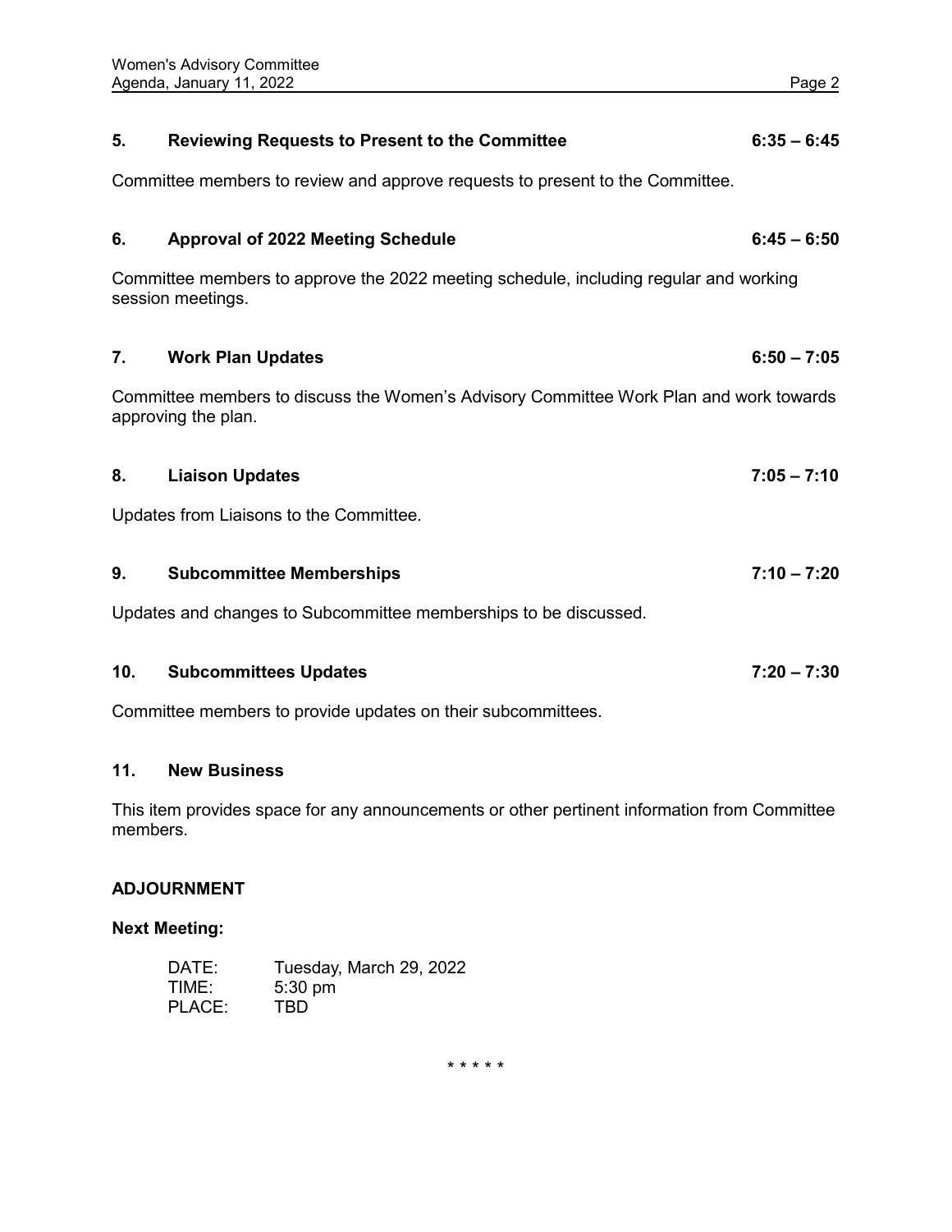## 5. Reviewing Requests to Present to the Committee 6:35 – 6:45

Committee members to review and approve requests to present to the Committee.

## 6. Approval of 2022 Meeting Schedule 6:45 – 6:50

Committee members to approve the 2022 meeting schedule, including regular and working session meetings.

## 7. Work Plan Updates 6:50 – 7:05

Committee members to discuss the Women's Advisory Committee Work Plan and work towards approving the plan.

## 8. Liaison Updates 7:05 – 7:10

Updates from Liaisons to the Committee.

## 9. Subcommittee Memberships 7:10 – 7:20

Updates and changes to Subcommittee memberships to be discussed.

## 10. Subcommittees Updates 7:20 – 7:30

Committee members to provide updates on their subcommittees.

## 11. New Business

This item provides space for any announcements or other pertinent information from Committee members.

**ADJOURNMENT**

**Next Meeting:**

| | |
|---|---|
| DATE: | Tuesday, March 29, 2022 |
| TIME: | 5:30 pm |
| PLACE: | TBD |

\* \* \* \* \*